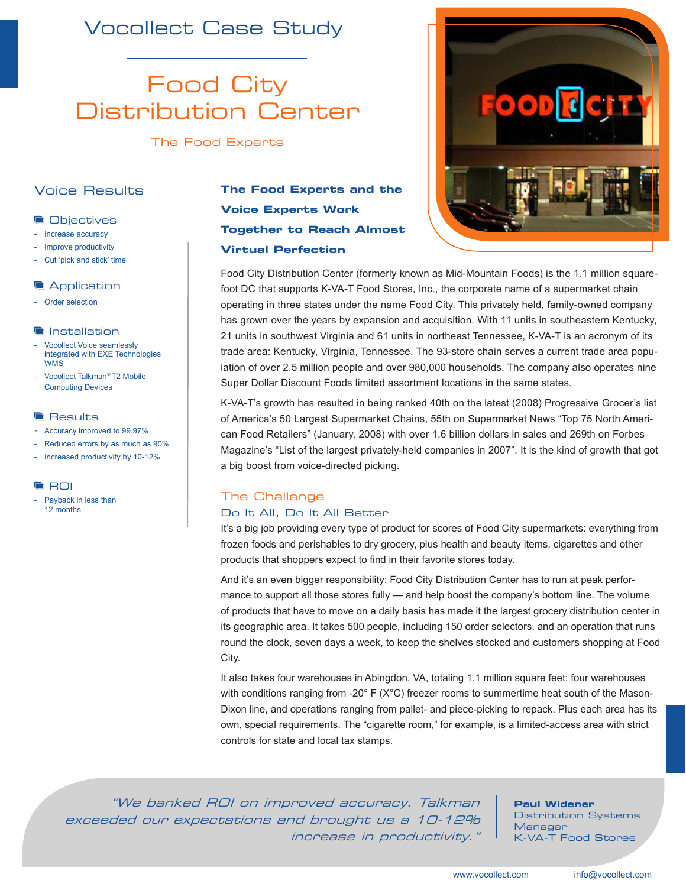# Vocollect Case Study

# Food City Distribution Center

### The Food Experts

## Voice Results

### Objectives

- Increase accuracy
- Improve productivity
- Cut 'pick and stick' time

### Application

- Order selection

### Installation

- Vocollect Voice seamlessly integrated with EXE Technologies WMS
- Vocollect Talkman® T2 Mobile Computing Devices

### Results

- Accuracy improved to 99.97%
- Reduced errors by as much as 90%
- Increased productivity by 10-12%

### ROI

- Payback in less than 12 months

## The Food Experts and the Voice Experts Work Together to Reach Almost Virtual Perfection

Food City Distribution Center (formerly known as Mid-Mountain Foods) is the 1.1 million square-foot DC that supports K-VA-T Food Stores, Inc., the corporate name of a supermarket chain operating in three states under the name Food City. This privately held, family-owned company has grown over the years by expansion and acquisition. With 11 units in southeastern Kentucky, 21 units in southwest Virginia and 61 units in northeast Tennessee, K-VA-T is an acronym of its trade area: Kentucky, Virginia, Tennessee. The 93-store chain serves a current trade area population of over 2.5 million people and over 980,000 households. The company also operates nine Super Dollar Discount Foods limited assortment locations in the same states.

K-VA-T's growth has resulted in being ranked 40th on the latest (2008) Progressive Grocer's list of America's 50 Largest Supermarket Chains, 55th on Supermarket News "Top 75 North American Food Retailers" (January, 2008) with over 1.6 billion dollars in sales and 269th on Forbes Magazine's "List of the largest privately-held companies in 2007". It is the kind of growth that got a big boost from voice-directed picking.

## The Challenge

### Do It All, Do It All Better

It's a big job providing every type of product for scores of Food City supermarkets: everything from frozen foods and perishables to dry grocery, plus health and beauty items, cigarettes and other products that shoppers expect to find in their favorite stores today.

And it's an even bigger responsibility: Food City Distribution Center has to run at peak performance to support all those stores fully — and help boost the company's bottom line. The volume of products that have to move on a daily basis has made it the largest grocery distribution center in its geographic area. It takes 500 people, including 150 order selectors, and an operation that runs round the clock, seven days a week, to keep the shelves stocked and customers shopping at Food City.

It also takes four warehouses in Abingdon, VA, totaling 1.1 million square feet: four warehouses with conditions ranging from -20° F (X°C) freezer rooms to summertime heat south of the Mason-Dixon line, and operations ranging from pallet- and piece-picking to repack. Plus each area has its own, special requirements. The "cigarette room," for example, is a limited-access area with strict controls for state and local tax stamps.

> *"We banked ROI on improved accuracy. Talkman exceeded our expectations and brought us a 10-12% increase in productivity."*
>
> **Paul Widener**
> Distribution Systems Manager
> K-VA-T Food Stores

www.vocollect.com info@vocollect.com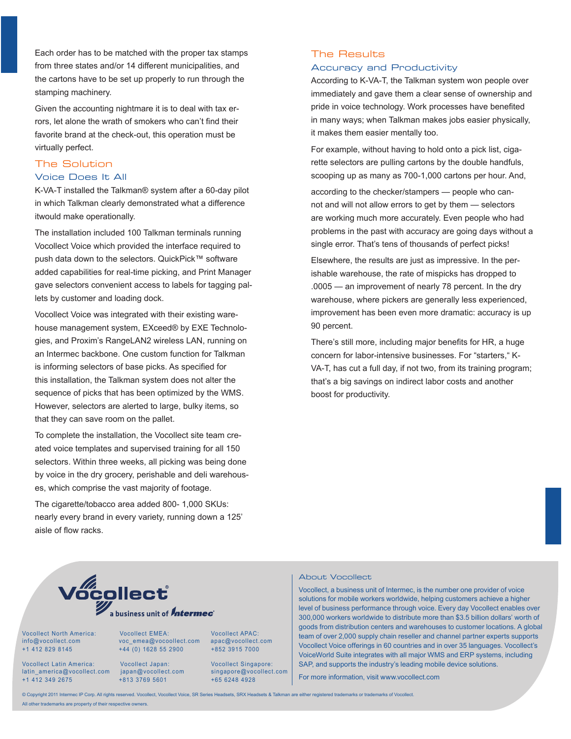Each order has to be matched with the proper tax stamps from three states and/or 14 different municipalities, and the cartons have to be set up properly to run through the stamping machinery.

Given the accounting nightmare it is to deal with tax errors, let alone the wrath of smokers who can't find their favorite brand at the check-out, this operation must be virtually perfect.

## The Solution

### Voice Does It All

K-VA-T installed the Talkman® system after a 60-day pilot in which Talkman clearly demonstrated what a difference itwould make operationally.

The installation included 100 Talkman terminals running Vocollect Voice which provided the interface required to push data down to the selectors. QuickPick™ software added capabilities for real-time picking, and Print Manager gave selectors convenient access to labels for tagging pallets by customer and loading dock.

Vocollect Voice was integrated with their existing warehouse management system, EXceed® by EXE Technologies, and Proxim's RangeLAN2 wireless LAN, running on an Intermec backbone. One custom function for Talkman is informing selectors of base picks. As specified for this installation, the Talkman system does not alter the sequence of picks that has been optimized by the WMS. However, selectors are alerted to large, bulky items, so that they can save room on the pallet.

To complete the installation, the Vocollect site team created voice templates and supervised training for all 150 selectors. Within three weeks, all picking was being done by voice in the dry grocery, perishable and deli warehouses, which comprise the vast majority of footage.

The cigarette/tobacco area added 800- 1,000 SKUs: nearly every brand in every variety, running down a 125' aisle of flow racks.

## The Results

### Accuracy and Productivity

According to K-VA-T, the Talkman system won people over immediately and gave them a clear sense of ownership and pride in voice technology. Work processes have benefited in many ways; when Talkman makes jobs easier physically, it makes them easier mentally too.

For example, without having to hold onto a pick list, cigarette selectors are pulling cartons by the double handfuls, scooping up as many as 700-1,000 cartons per hour. And, according to the checker/stampers — people who cannot and will not allow errors to get by them — selectors are working much more accurately. Even people who had problems in the past with accuracy are going days without a single error. That's tens of thousands of perfect picks!

Elsewhere, the results are just as impressive. In the perishable warehouse, the rate of mispicks has dropped to .0005 — an improvement of nearly 78 percent. In the dry warehouse, where pickers are generally less experienced, improvement has been even more dramatic: accuracy is up 90 percent.

There's still more, including major benefits for HR, a huge concern for labor-intensive businesses. For "starters," K-VA-T, has cut a full day, if not two, from its training program; that's a big savings on indirect labor costs and another boost for productivity.

Vocollect® a business unit of Intermec

Vocollect North America:
info@vocollect.com
+1 412 829 8145

Vocollect EMEA:
voc_emea@vocoollect.com
+44 (0) 1628 55 2900

Vocollect APAC:
apac@vocollect.com
+852 3915 7000

Vocollect Latin America:
latin_america@vocollect.com
+1 412 349 2675

Vocollect Japan:
japan@vocollect.com
+813 3769 5601

Vocollect Singapore:
singapore@vocollect.com
+65 6248 4928

### About Vocollect

Vocollect, a business unit of Intermec, is the number one provider of voice solutions for mobile workers worldwide, helping customers achieve a higher level of business performance through voice. Every day Vocollect enables over 300,000 workers worldwide to distribute more than $3.5 billion dollars' worth of goods from distribution centers and warehouses to customer locations. A global team of over 2,000 supply chain reseller and channel partner experts supports Vocollect Voice offerings in 60 countries and in over 35 languages. Vocollect's VoiceWorld Suite integrates with all major WMS and ERP systems, including SAP, and supports the industry's leading mobile device solutions.

For more information, visit www.vocollect.com

© Copyright 2011 Intermec IP Corp. All rights reserved. Vocollect, Vocollect Voice, SR Series Headsets, SRX Headsets & Talkman are either registered trademarks or trademarks of Vocollect.
All other trademarks are property of their respective owners.